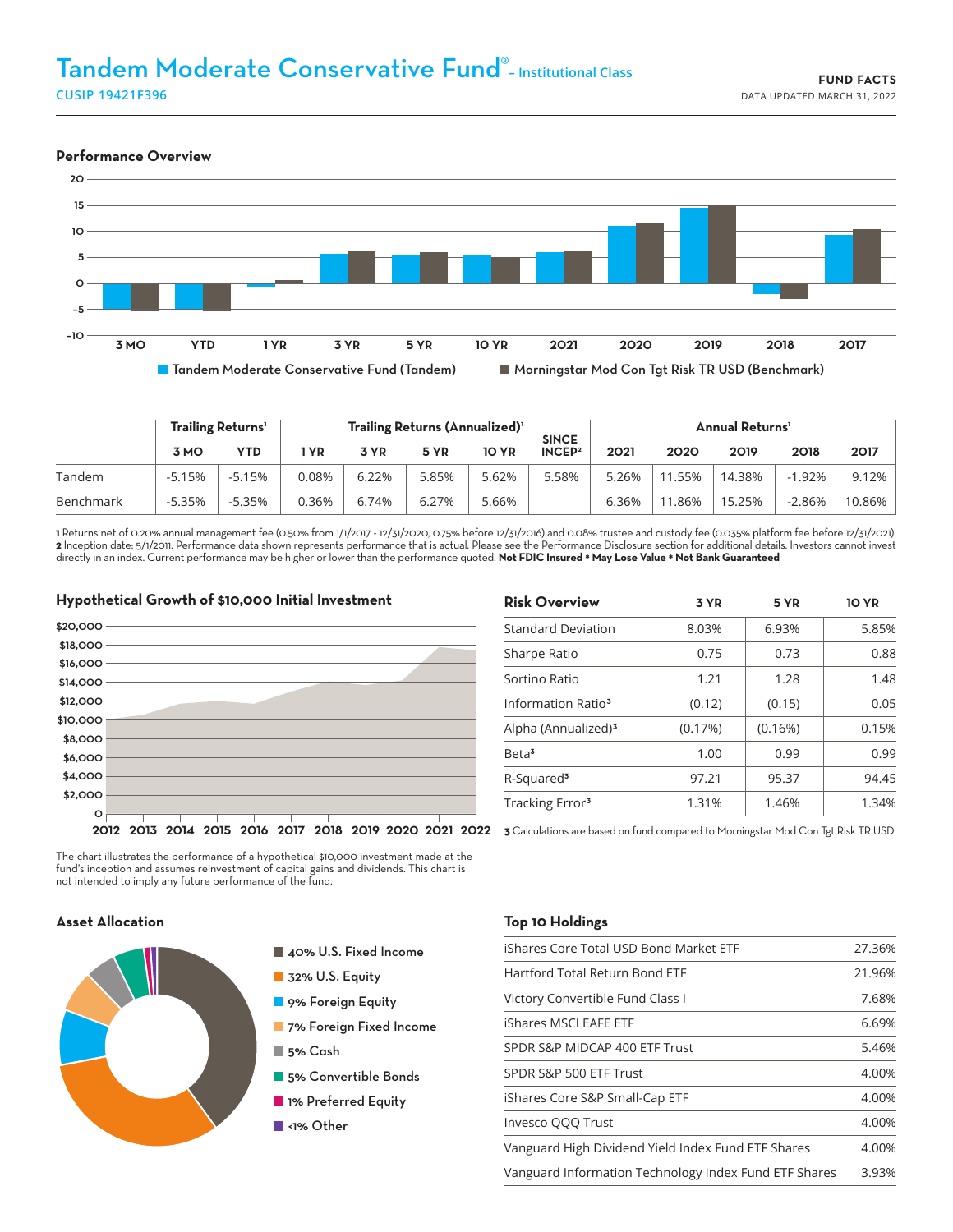# Tandem Moderate Conservative Fund® – Institutional Class

CUSIP 19421F396

**FUND FACTS**
DATA UPDATED MARCH 31, 2022

## Performance Overview

| | Trailing Returns[1] | | Trailing Returns (Annualized)[1] | | | | | Annual Returns[1] | | | | |
|---|---|---|---|---|---|---|---|---|---|---|---|---|
| | 3 MO | YTD | 1 YR | 3 YR | 5 YR | 10 YR | SINCE INCEP[2] | 2021 | 2020 | 2019 | 2018 | 2017 |
| Tandem | -5.15% | -5.15% | 0.08% | 6.22% | 5.85% | 5.62% | 5.58% | 5.26% | 11.55% | 14.38% | -1.92% | 9.12% |
| Benchmark | -5.35% | -5.35% | 0.36% | 6.74% | 6.27% | 5.66% | | 6.36% | 11.86% | 15.25% | -2.86% | 10.86% |

Tandem Moderate Conservative Fund (Tandem) | Morningstar Mod Con Tgt Risk TR USD (Benchmark)

**1** Returns net of 0.20% annual management fee (0.50% from 1/1/2017 - 12/31/2020, 0.75% before 12/31/2016) and 0.08% trustee and custody fee (0.035% platform fee before 12/31/2021). **2** Inception date: 5/1/2011. Performance data shown represents performance that is actual. Please see the Performance Disclosure section for additional details. Investors cannot invest directly in an index. Current performance may be higher or lower than the performance quoted. **Not FDIC Insured • May Lose Value • Not Bank Guaranteed**

## Hypothetical Growth of $10,000 Initial Investment

The chart illustrates the performance of a hypothetical $10,000 investment made at the fund's inception and assumes reinvestment of capital gains and dividends. This chart is not intended to imply any future performance of the fund.

## Risk Overview

| Risk Overview | 3 YR | 5 YR | 10 YR |
|---|---|---|---|
| Standard Deviation | 8.03% | 6.93% | 5.85% |
| Sharpe Ratio | 0.75 | 0.73 | 0.88 |
| Sortino Ratio | 1.21 | 1.28 | 1.48 |
| Information Ratio[3] | (0.12) | (0.15) | 0.05 |
| Alpha (Annualized)[3] | (0.17%) | (0.16%) | 0.15% |
| Beta[3] | 1.00 | 0.99 | 0.99 |
| R-Squared[3] | 97.21 | 95.37 | 94.45 |
| Tracking Error[3] | 1.31% | 1.46% | 1.34% |

**3** Calculations are based on fund compared to Morningstar Mod Con Tgt Risk TR USD

## Asset Allocation

- 40% U.S. Fixed Income
- 32% U.S. Equity
- 9% Foreign Equity
- 7% Foreign Fixed Income
- 5% Cash
- 5% Convertible Bonds
- 1% Preferred Equity
- <1% Other

## Top 10 Holdings

| Holding | Weight |
|---|---|
| iShares Core Total USD Bond Market ETF | 27.36% |
| Hartford Total Return Bond ETF | 21.96% |
| Victory Convertible Fund Class I | 7.68% |
| iShares MSCI EAFE ETF | 6.69% |
| SPDR S&P MIDCAP 400 ETF Trust | 5.46% |
| SPDR S&P 500 ETF Trust | 4.00% |
| iShares Core S&P Small-Cap ETF | 4.00% |
| Invesco QQQ Trust | 4.00% |
| Vanguard High Dividend Yield Index Fund ETF Shares | 4.00% |
| Vanguard Information Technology Index Fund ETF Shares | 3.93% |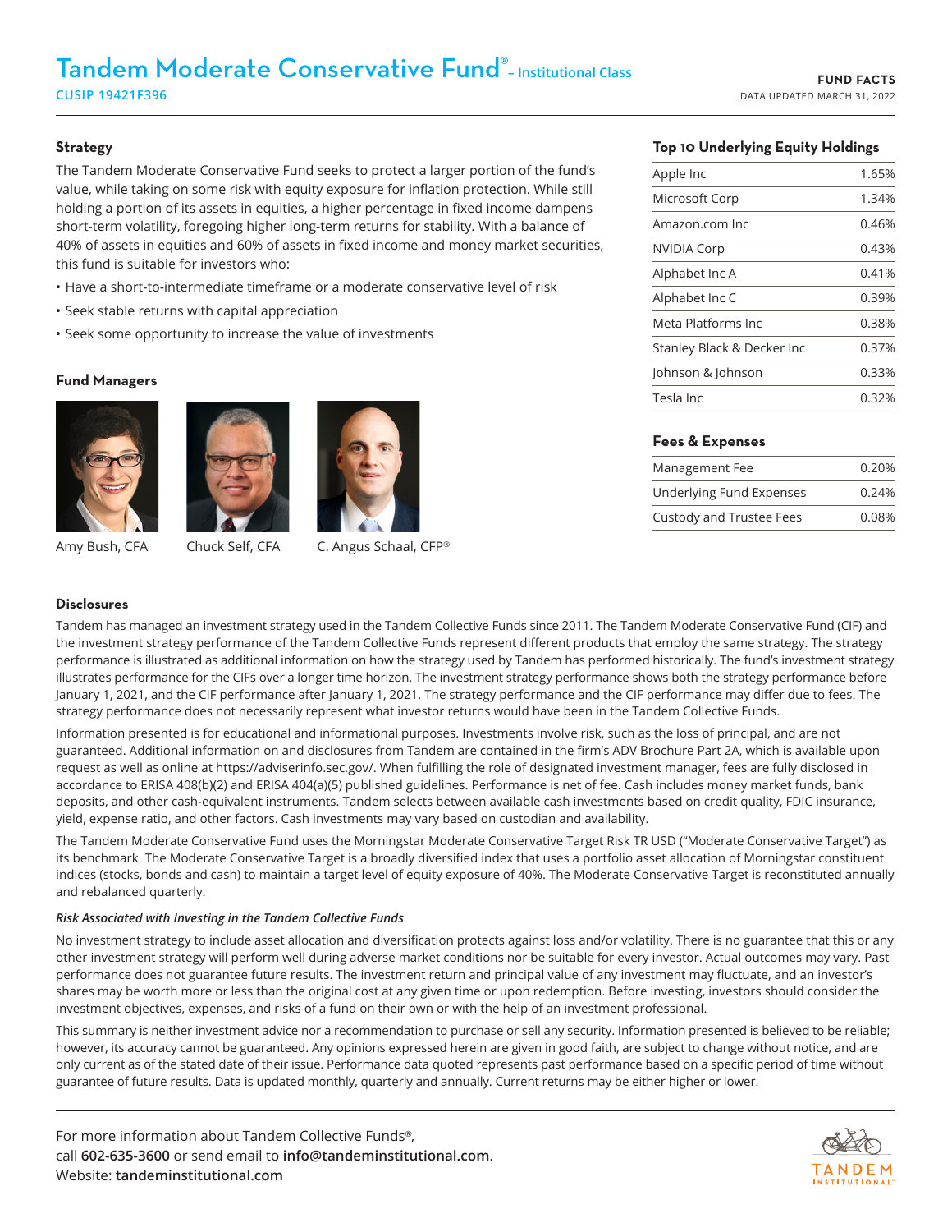# Tandem Moderate Conservative Fund® – Institutional Class

CUSIP 19421F396

**FUND FACTS**
DATA UPDATED MARCH 31, 2022

## Strategy

The Tandem Moderate Conservative Fund seeks to protect a larger portion of the fund's value, while taking on some risk with equity exposure for inflation protection. While still holding a portion of its assets in equities, a higher percentage in fixed income dampens short-term volatility, foregoing higher long-term returns for stability. With a balance of 40% of assets in equities and 60% of assets in fixed income and money market securities, this fund is suitable for investors who:

- Have a short-to-intermediate timeframe or a moderate conservative level of risk
- Seek stable returns with capital appreciation
- Seek some opportunity to increase the value of investments

## Fund Managers

Amy Bush, CFA

Chuck Self, CFA

C. Angus Schaal, CFP®

## Top 10 Underlying Equity Holdings

| | |
|---|---|
| Apple Inc | 1.65% |
| Microsoft Corp | 1.34% |
| Amazon.com Inc | 0.46% |
| NVIDIA Corp | 0.43% |
| Alphabet Inc A | 0.41% |
| Alphabet Inc C | 0.39% |
| Meta Platforms Inc | 0.38% |
| Stanley Black & Decker Inc | 0.37% |
| Johnson & Johnson | 0.33% |
| Tesla Inc | 0.32% |

## Fees & Expenses

| | |
|---|---|
| Management Fee | 0.20% |
| Underlying Fund Expenses | 0.24% |
| Custody and Trustee Fees | 0.08% |

## Disclosures

Tandem has managed an investment strategy used in the Tandem Collective Funds since 2011. The Tandem Moderate Conservative Fund (CIF) and the investment strategy performance of the Tandem Collective Funds represent different products that employ the same strategy. The strategy performance is illustrated as additional information on how the strategy used by Tandem has performed historically. The fund's investment strategy illustrates performance for the CIFs over a longer time horizon. The investment strategy performance shows both the strategy performance before January 1, 2021, and the CIF performance after January 1, 2021. The strategy performance and the CIF performance may differ due to fees. The strategy performance does not necessarily represent what investor returns would have been in the Tandem Collective Funds.

Information presented is for educational and informational purposes. Investments involve risk, such as the loss of principal, and are not guaranteed. Additional information on and disclosures from Tandem are contained in the firm's ADV Brochure Part 2A, which is available upon request as well as online at https://adviserinfo.sec.gov/. When fulfilling the role of designated investment manager, fees are fully disclosed in accordance to ERISA 408(b)(2) and ERISA 404(a)(5) published guidelines. Performance is net of fee. Cash includes money market funds, bank deposits, and other cash-equivalent instruments. Tandem selects between available cash investments based on credit quality, FDIC insurance, yield, expense ratio, and other factors. Cash investments may vary based on custodian and availability.

The Tandem Moderate Conservative Fund uses the Morningstar Moderate Conservative Target Risk TR USD ("Moderate Conservative Target") as its benchmark. The Moderate Conservative Target is a broadly diversified index that uses a portfolio asset allocation of Morningstar constituent indices (stocks, bonds and cash) to maintain a target level of equity exposure of 40%. The Moderate Conservative Target is reconstituted annually and rebalanced quarterly.

*Risk Associated with Investing in the Tandem Collective Funds*

No investment strategy to include asset allocation and diversification protects against loss and/or volatility. There is no guarantee that this or any other investment strategy will perform well during adverse market conditions nor be suitable for every investor. Actual outcomes may vary. Past performance does not guarantee future results. The investment return and principal value of any investment may fluctuate, and an investor's shares may be worth more or less than the original cost at any given time or upon redemption. Before investing, investors should consider the investment objectives, expenses, and risks of a fund on their own or with the help of an investment professional.

This summary is neither investment advice nor a recommendation to purchase or sell any security. Information presented is believed to be reliable; however, its accuracy cannot be guaranteed. Any opinions expressed herein are given in good faith, are subject to change without notice, and are only current as of the stated date of their issue. Performance data quoted represents past performance based on a specific period of time without guarantee of future results. Data is updated monthly, quarterly and annually. Current returns may be either higher or lower.

For more information about Tandem Collective Funds®,
call **602-635-3600** or send email to **info@tandeminstitutional.com**.
Website: **tandeminstitutional.com**

TANDEM INSTITUTIONAL™